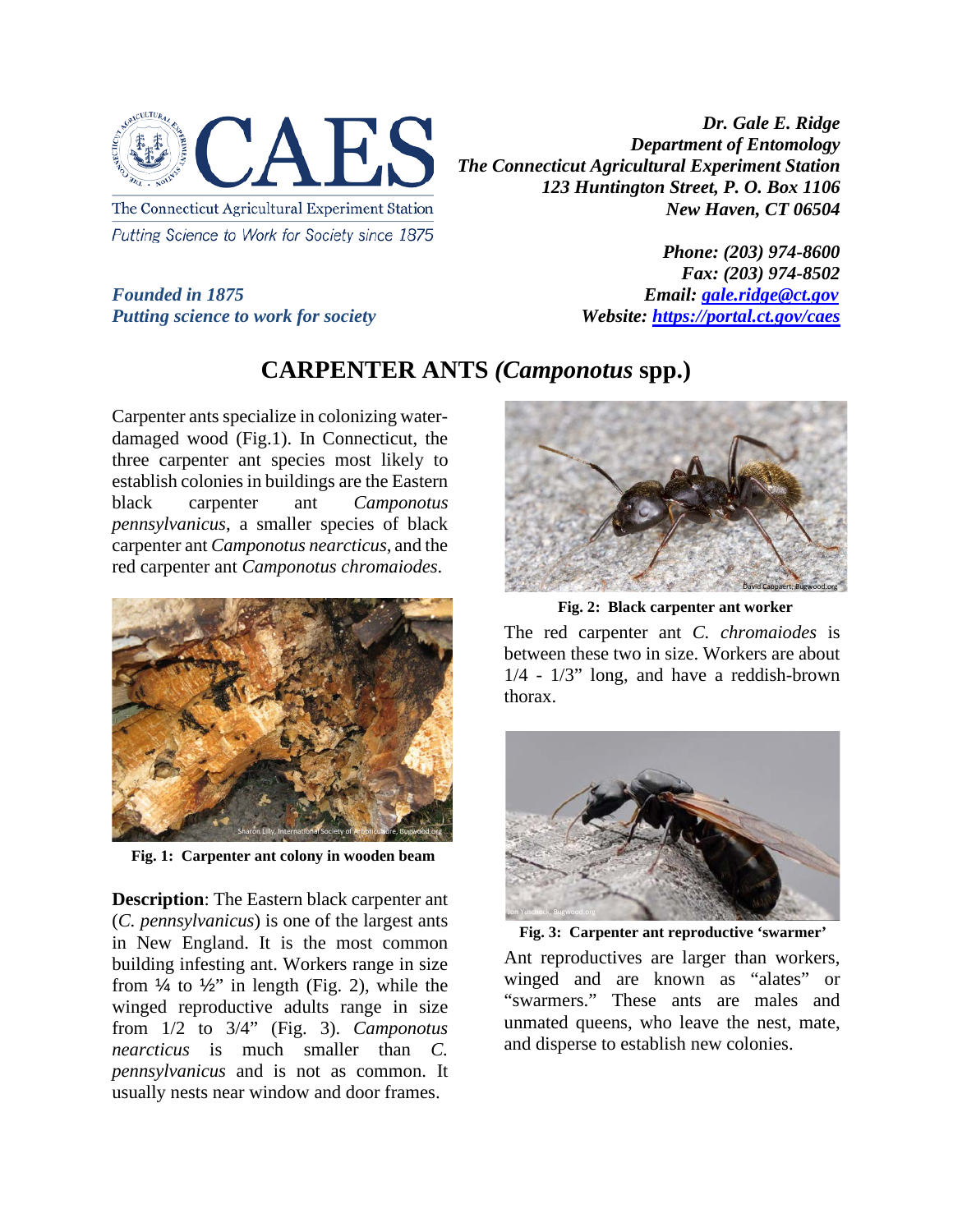The Connecticut Agricultural Experiment Station
*Putting Science to Work for Society since 1875*

***Founded in 1875***
***Putting science to work for society***

***Dr. Gale E. Ridge***
***Department of Entomology***
***The Connecticut Agricultural Experiment Station***
***123 Huntington Street, P. O. Box 1106***
***New Haven, CT 06504***

***Phone: (203) 974-8600***
***Fax: (203) 974-8502***
***Email: gale.ridge@ct.gov***
***Website: https://portal.ct.gov/caes***

# CARPENTER ANTS *(Camponotus* spp.)

Carpenter ants specialize in colonizing water-damaged wood (Fig.1). In Connecticut, the three carpenter ant species most likely to establish colonies in buildings are the Eastern black carpenter ant *Camponotus pennsylvanicus*, a smaller species of black carpenter ant *Camponotus nearcticus*, and the red carpenter ant *Camponotus chromaiodes*.

**Fig. 1: Carpenter ant colony in wooden beam**

**Description**: The Eastern black carpenter ant (*C. pennsylvanicus*) is one of the largest ants in New England. It is the most common building infesting ant. Workers range in size from ¼ to ½" in length (Fig. 2), while the winged reproductive adults range in size from 1/2 to 3/4" (Fig. 3). *Camponotus nearcticus* is much smaller than *C. pennsylvanicus* and is not as common. It usually nests near window and door frames.

**Fig. 2: Black carpenter ant worker**

The red carpenter ant *C. chromaiodes* is between these two in size. Workers are about 1/4 - 1/3" long, and have a reddish-brown thorax.

**Fig. 3: Carpenter ant reproductive 'swarmer'**

Ant reproductives are larger than workers, winged and are known as "alates" or "swarmers." These ants are males and unmated queens, who leave the nest, mate, and disperse to establish new colonies.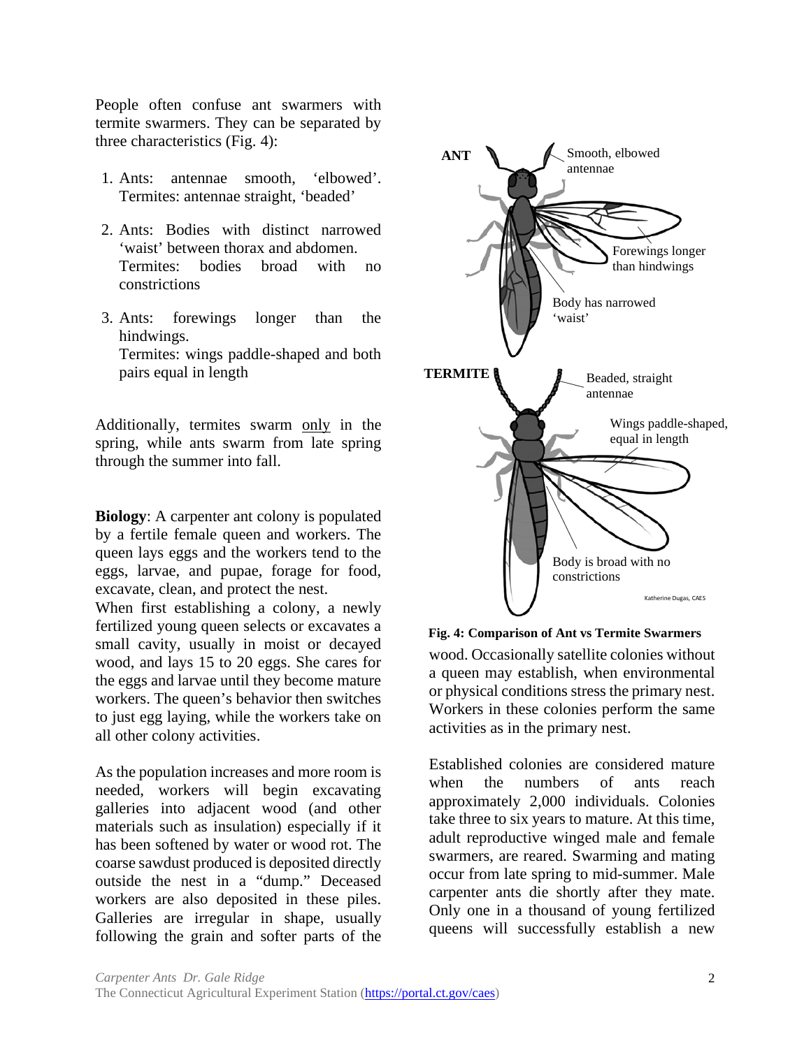People often confuse ant swarmers with termite swarmers. They can be separated by three characteristics (Fig. 4):

1. Ants: antennae smooth, 'elbowed'. Termites: antennae straight, 'beaded'
2. Ants: Bodies with distinct narrowed 'waist' between thorax and abdomen. Termites: bodies broad with no constrictions
3. Ants: forewings longer than the hindwings. Termites: wings paddle-shaped and both pairs equal in length

Additionally, termites swarm only in the spring, while ants swarm from late spring through the summer into fall.

**Fig. 4: Comparison of Ant vs Termite Swarmers**

**Biology**: A carpenter ant colony is populated by a fertile female queen and workers. The queen lays eggs and the workers tend to the eggs, larvae, and pupae, forage for food, excavate, clean, and protect the nest.
When first establishing a colony, a newly fertilized young queen selects or excavates a small cavity, usually in moist or decayed wood, and lays 15 to 20 eggs. She cares for the eggs and larvae until they become mature workers. The queen's behavior then switches to just egg laying, while the workers take on all other colony activities.

As the population increases and more room is needed, workers will begin excavating galleries into adjacent wood (and other materials such as insulation) especially if it has been softened by water or wood rot. The coarse sawdust produced is deposited directly outside the nest in a "dump." Deceased workers are also deposited in these piles. Galleries are irregular in shape, usually following the grain and softer parts of the wood. Occasionally satellite colonies without a queen may establish, when environmental or physical conditions stress the primary nest. Workers in these colonies perform the same activities as in the primary nest.

Established colonies are considered mature when the numbers of ants reach approximately 2,000 individuals. Colonies take three to six years to mature. At this time, adult reproductive winged male and female swarmers, are reared. Swarming and mating occur from late spring to mid-summer. Male carpenter ants die shortly after they mate. Only one in a thousand of young fertilized queens will successfully establish a new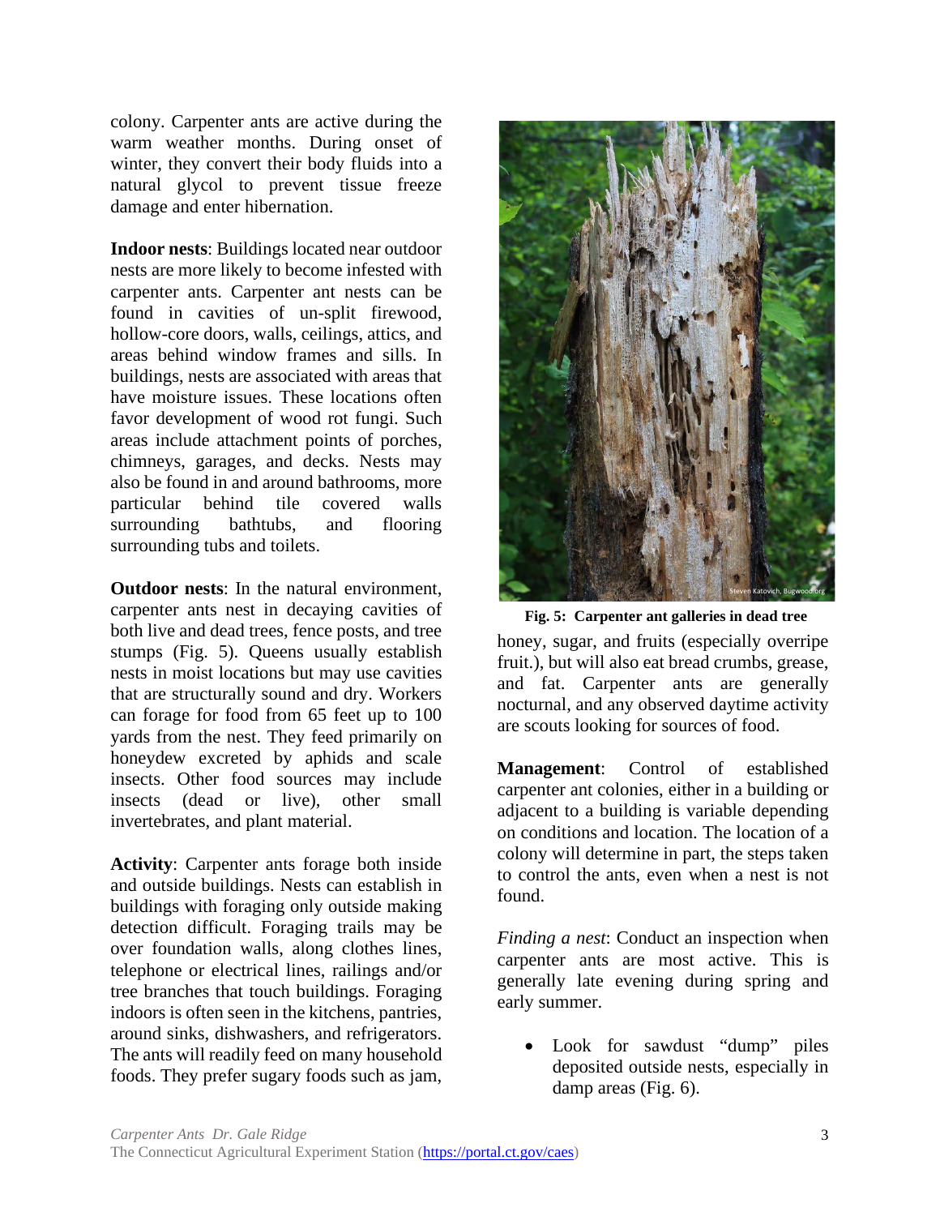colony. Carpenter ants are active during the warm weather months. During onset of winter, they convert their body fluids into a natural glycol to prevent tissue freeze damage and enter hibernation.

**Indoor nests**: Buildings located near outdoor nests are more likely to become infested with carpenter ants. Carpenter ant nests can be found in cavities of un-split firewood, hollow-core doors, walls, ceilings, attics, and areas behind window frames and sills. In buildings, nests are associated with areas that have moisture issues. These locations often favor development of wood rot fungi. Such areas include attachment points of porches, chimneys, garages, and decks. Nests may also be found in and around bathrooms, more particular behind tile covered walls surrounding bathtubs, and flooring surrounding tubs and toilets.

**Outdoor nests**: In the natural environment, carpenter ants nest in decaying cavities of both live and dead trees, fence posts, and tree stumps (Fig. 5). Queens usually establish nests in moist locations but may use cavities that are structurally sound and dry. Workers can forage for food from 65 feet up to 100 yards from the nest. They feed primarily on honeydew excreted by aphids and scale insects. Other food sources may include insects (dead or live), other small invertebrates, and plant material.

**Activity**: Carpenter ants forage both inside and outside buildings. Nests can establish in buildings with foraging only outside making detection difficult. Foraging trails may be over foundation walls, along clothes lines, telephone or electrical lines, railings and/or tree branches that touch buildings. Foraging indoors is often seen in the kitchens, pantries, around sinks, dishwashers, and refrigerators. The ants will readily feed on many household foods. They prefer sugary foods such as jam, honey, sugar, and fruits (especially overripe fruit.), but will also eat bread crumbs, grease, and fat. Carpenter ants are generally nocturnal, and any observed daytime activity are scouts looking for sources of food.

Steven Katovich, Bugwood.org

**Fig. 5: Carpenter ant galleries in dead tree**

**Management**: Control of established carpenter ant colonies, either in a building or adjacent to a building is variable depending on conditions and location. The location of a colony will determine in part, the steps taken to control the ants, even when a nest is not found.

*Finding a nest*: Conduct an inspection when carpenter ants are most active. This is generally late evening during spring and early summer.

- Look for sawdust "dump" piles deposited outside nests, especially in damp areas (Fig. 6).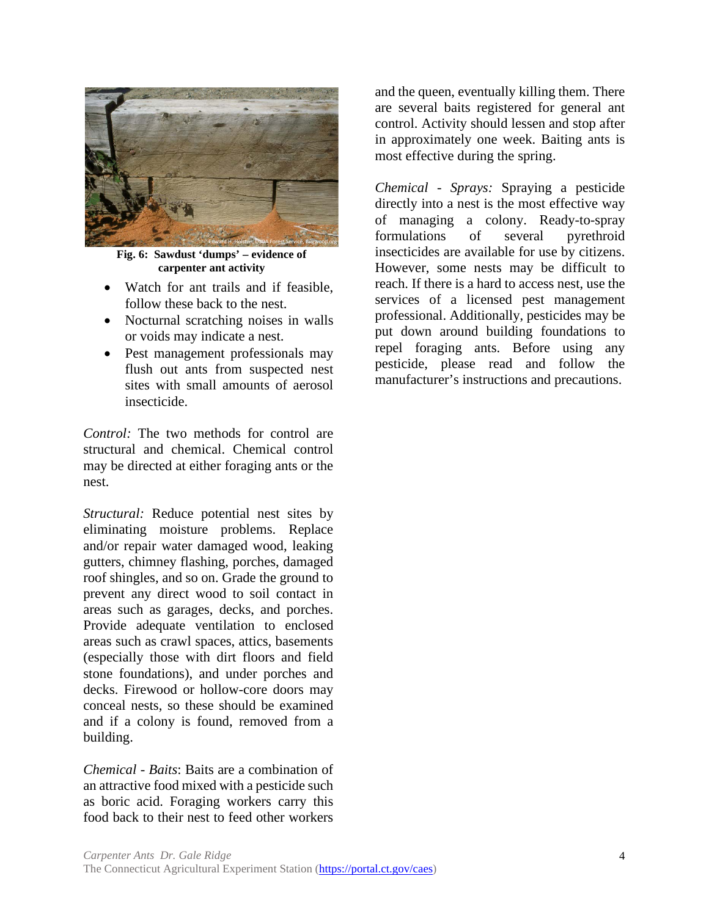Fig. 6: **Sawdust 'dumps' – evidence of carpenter ant activity**

- Watch for ant trails and if feasible, follow these back to the nest.
- Nocturnal scratching noises in walls or voids may indicate a nest.
- Pest management professionals may flush out ants from suspected nest sites with small amounts of aerosol insecticide.

*Control:* The two methods for control are structural and chemical. Chemical control may be directed at either foraging ants or the nest.

*Structural:* Reduce potential nest sites by eliminating moisture problems. Replace and/or repair water damaged wood, leaking gutters, chimney flashing, porches, damaged roof shingles, and so on. Grade the ground to prevent any direct wood to soil contact in areas such as garages, decks, and porches. Provide adequate ventilation to enclosed areas such as crawl spaces, attics, basements (especially those with dirt floors and field stone foundations), and under porches and decks. Firewood or hollow-core doors may conceal nests, so these should be examined and if a colony is found, removed from a building.

*Chemical - Baits*: Baits are a combination of an attractive food mixed with a pesticide such as boric acid. Foraging workers carry this food back to their nest to feed other workers and the queen, eventually killing them. There are several baits registered for general ant control. Activity should lessen and stop after in approximately one week. Baiting ants is most effective during the spring.

*Chemical - Sprays:* Spraying a pesticide directly into a nest is the most effective way of managing a colony. Ready-to-spray formulations of several pyrethroid insecticides are available for use by citizens. However, some nests may be difficult to reach. If there is a hard to access nest, use the services of a licensed pest management professional. Additionally, pesticides may be put down around building foundations to repel foraging ants. Before using any pesticide, please read and follow the manufacturer's instructions and precautions.